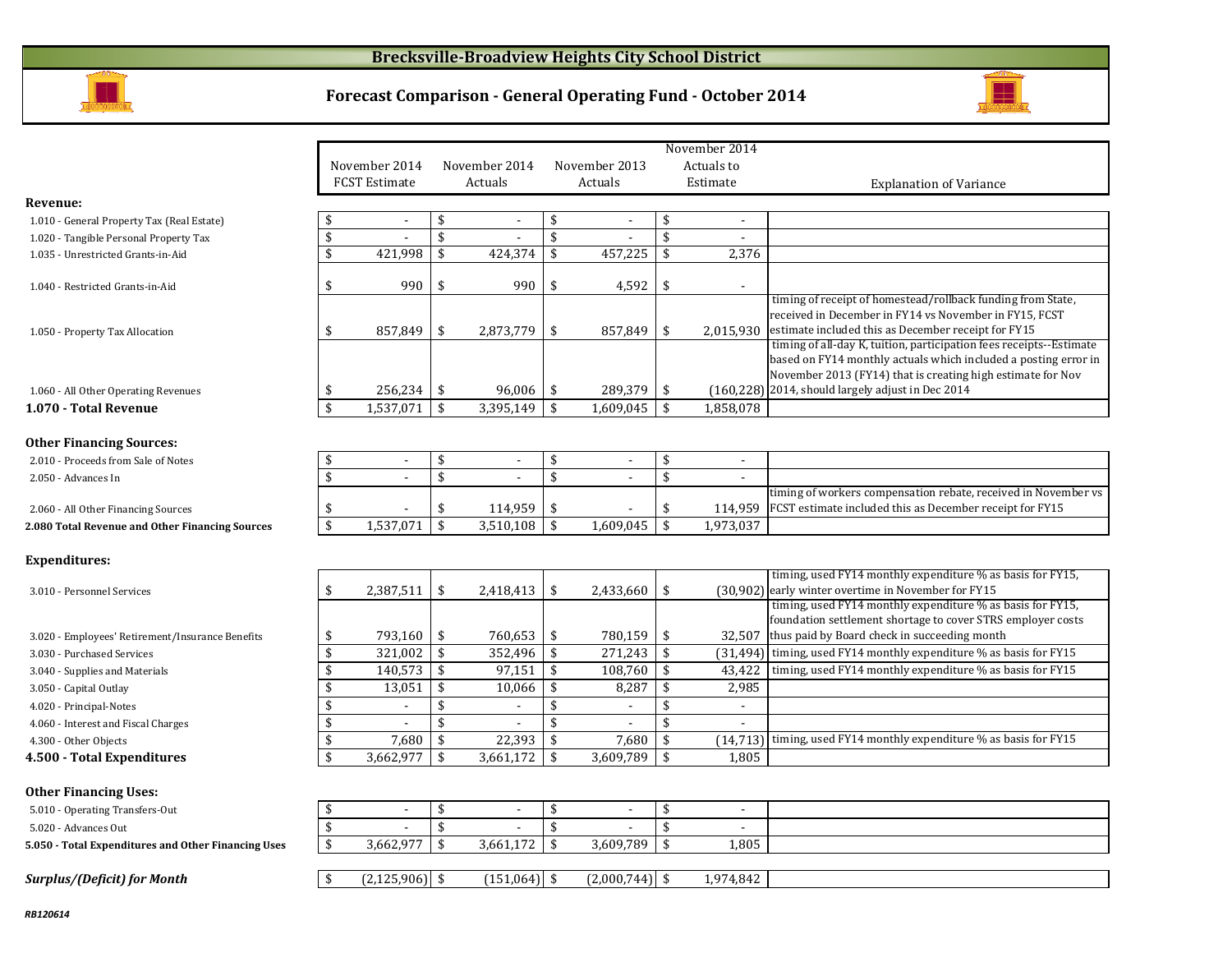# Brecksville-Broadview Heights City School District

## Forecast Comparison - General Operating Fund - October 2014

| | November 2014 FCST Estimate | November 2014 Actuals | November 2013 Actuals | November 2014 Actuals to Estimate | Explanation of Variance |
|---|---|---|---|---|---|
| **Revenue:** | | | | | |
| 1.010 - General Property Tax (Real Estate) | $ - | $ - | $ - | $ - | |
| 1.020 - Tangible Personal Property Tax | $ - | $ - | $ - | $ - | |
| 1.035 - Unrestricted Grants-in-Aid | $ 421,998 | $ 424,374 | $ 457,225 | $ 2,376 | |
| 1.040 - Restricted Grants-in-Aid | $ 990 | $ 990 | $ 4,592 | $ - | |
| 1.050 - Property Tax Allocation | $ 857,849 | $ 2,873,779 | $ 857,849 | $ 2,015,930 | timing of receipt of homestead/rollback funding from State, received in December in FY14 vs November in FY15, FCST estimate included this as December receipt for FY15 |
| 1.060 - All Other Operating Revenues | $ 256,234 | $ 96,006 | $ 289,379 | $ (160,228) | timing of all-day K, tuition, participation fees receipts--Estimate based on FY14 monthly actuals which included a posting error in November 2013 (FY14) that is creating high estimate for Nov 2014, should largely adjust in Dec 2014 |
| **1.070 - Total Revenue** | $ 1,537,071 | $ 3,395,149 | $ 1,609,045 | $ 1,858,078 | |
| **Other Financing Sources:** | | | | | |
| 2.010 - Proceeds from Sale of Notes | $ - | $ - | $ - | $ - | |
| 2.050 - Advances In | $ - | $ - | $ - | $ - | |
| 2.060 - All Other Financing Sources | $ - | $ 114,959 | $ - | $ 114,959 | timing of workers compensation rebate, received in November vs FCST estimate included this as December receipt for FY15 |
| **2.080 Total Revenue and Other Financing Sources** | $ 1,537,071 | $ 3,510,108 | $ 1,609,045 | $ 1,973,037 | |
| **Expenditures:** | | | | | |
| 3.010 - Personnel Services | $ 2,387,511 | $ 2,418,413 | $ 2,433,660 | $ (30,902) | timing, used FY14 monthly expenditure % as basis for FY15, early winter overtime in November for FY15 |
| 3.020 - Employees' Retirement/Insurance Benefits | $ 793,160 | $ 760,653 | $ 780,159 | $ 32,507 | timing, used FY14 monthly expenditure % as basis for FY15, foundation settlement shortage to cover STRS employer costs thus paid by Board check in succeeding month |
| 3.030 - Purchased Services | $ 321,002 | $ 352,496 | $ 271,243 | $ (31,494) | timing, used FY14 monthly expenditure % as basis for FY15 |
| 3.040 - Supplies and Materials | $ 140,573 | $ 97,151 | $ 108,760 | $ 43,422 | timing, used FY14 monthly expenditure % as basis for FY15 |
| 3.050 - Capital Outlay | $ 13,051 | $ 10,066 | $ 8,287 | $ 2,985 | |
| 4.020 - Principal-Notes | $ - | $ - | $ - | $ - | |
| 4.060 - Interest and Fiscal Charges | $ - | $ - | $ - | $ - | |
| 4.300 - Other Objects | $ 7,680 | $ 22,393 | $ 7,680 | $ (14,713) | timing, used FY14 monthly expenditure % as basis for FY15 |
| **4.500 - Total Expenditures** | $ 3,662,977 | $ 3,661,172 | $ 3,609,789 | $ 1,805 | |
| **Other Financing Uses:** | | | | | |
| 5.010 - Operating Transfers-Out | $ - | $ - | $ - | $ - | |
| 5.020 - Advances Out | $ - | $ - | $ - | $ - | |
| **5.050 - Total Expenditures and Other Financing Uses** | $ 3,662,977 | $ 3,661,172 | $ 3,609,789 | $ 1,805 | |
| ***Surplus/(Deficit) for Month*** | $ (2,125,906) | $ (151,064) | $ (2,000,744) | $ 1,974,842 | |

*RB120614*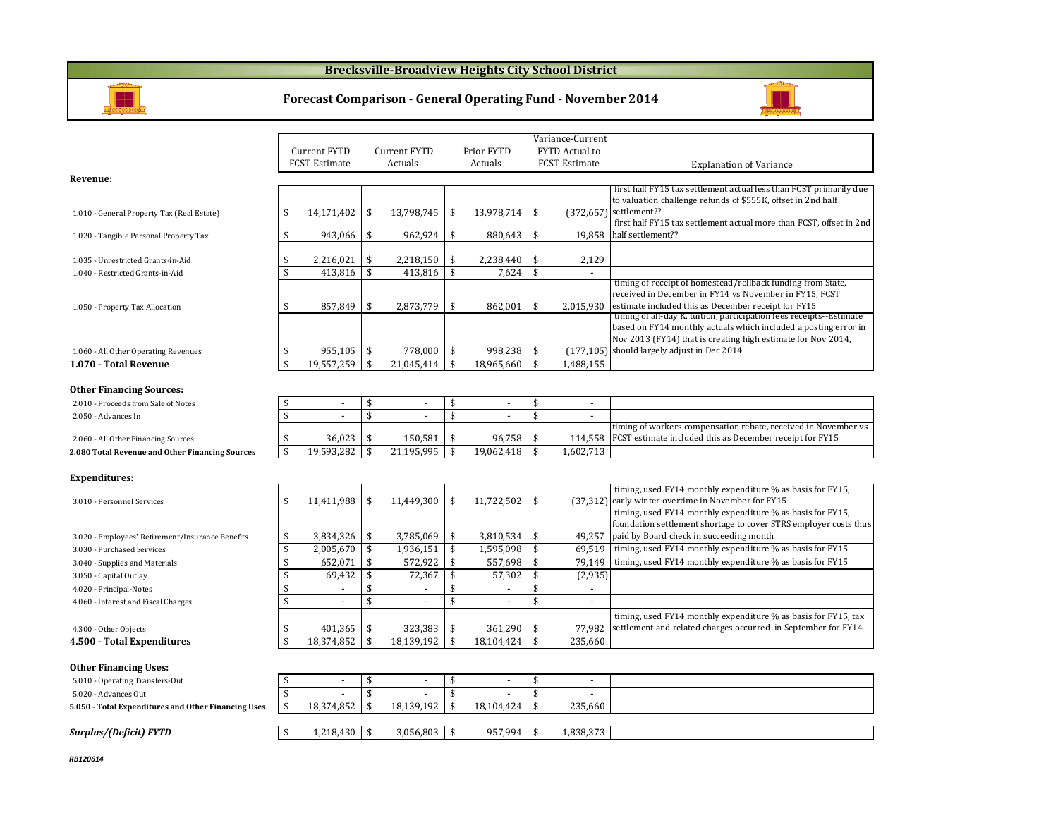# Brecksville-Broadview Heights City School District

## Forecast Comparison - General Operating Fund - November 2014

| | Current FYTD FCST Estimate | Current FYTD Actuals | Prior FYTD Actuals | Variance-Current FYTD Actual to FCST Estimate | Explanation of Variance |
|---|---|---|---|---|---|
| **Revenue:** | | | | | |
| 1.010 - General Property Tax (Real Estate) | $ 14,171,402 | $ 13,798,745 | $ 13,978,714 | $ (372,657) | first half FY15 tax settlement actual less than FCST primarily due to valuation challenge refunds of $555K, offset in 2nd half settlement?? |
| 1.020 - Tangible Personal Property Tax | $ 943,066 | $ 962,924 | $ 880,643 | $ 19,858 | first half FY15 tax settlement actual more than FCST, offset in 2nd half settlement?? |
| 1.035 - Unrestricted Grants-in-Aid | $ 2,216,021 | $ 2,218,150 | $ 2,238,440 | $ 2,129 | |
| 1.040 - Restricted Grants-in-Aid | $ 413,816 | $ 413,816 | $ 7,624 | $ - | |
| 1.050 - Property Tax Allocation | $ 857,849 | $ 2,873,779 | $ 862,001 | $ 2,015,930 | timing of receipt of homestead/rollback funding from State, received in December in FY14 vs November in FY15, FCST estimate included this as December receipt for FY15 |
| 1.060 - All Other Operating Revenues | $ 955,105 | $ 778,000 | $ 998,238 | $ (177,105) | timing of all-day K, tuition, participation fees receipts--Estimate based on FY14 monthly actuals which included a posting error in Nov 2013 (FY14) that is creating high estimate for Nov 2014, should largely adjust in Dec 2014 |
| **1.070 - Total Revenue** | $ 19,557,259 | $ 21,045,414 | $ 18,965,660 | $ 1,488,155 | |
| **Other Financing Sources:** | | | | | |
| 2.010 - Proceeds from Sale of Notes | $ - | $ - | $ - | $ - | |
| 2.050 - Advances In | $ - | $ - | $ - | $ - | |
| 2.060 - All Other Financing Sources | $ 36,023 | $ 150,581 | $ 96,758 | $ 114,558 | timing of workers compensation rebate, received in November vs FCST estimate included this as December receipt for FY15 |
| **2.080 Total Revenue and Other Financing Sources** | $ 19,593,282 | $ 21,195,995 | $ 19,062,418 | $ 1,602,713 | |
| **Expenditures:** | | | | | |
| 3.010 - Personnel Services | $ 11,411,988 | $ 11,449,300 | $ 11,722,502 | $ (37,312) | timing, used FY14 monthly expenditure % as basis for FY15, early winter overtime in November for FY15 |
| 3.020 - Employees' Retirement/Insurance Benefits | $ 3,834,326 | $ 3,785,069 | $ 3,810,534 | $ 49,257 | timing, used FY14 monthly expenditure % as basis for FY15, foundation settlement shortage to cover STRS employer costs thus paid by Board check in succeeding month |
| 3.030 - Purchased Services | $ 2,005,670 | $ 1,936,151 | $ 1,595,098 | $ 69,519 | timing, used FY14 monthly expenditure % as basis for FY15 |
| 3.040 - Supplies and Materials | $ 652,071 | $ 572,922 | $ 557,698 | $ 79,149 | timing, used FY14 monthly expenditure % as basis for FY15 |
| 3.050 - Capital Outlay | $ 69,432 | $ 72,367 | $ 57,302 | $ (2,935) | |
| 4.020 - Principal-Notes | $ - | $ - | $ - | $ - | |
| 4.060 - Interest and Fiscal Charges | $ - | $ - | $ - | $ - | |
| 4.300 - Other Objects | $ 401,365 | $ 323,383 | $ 361,290 | $ 77,982 | timing, used FY14 monthly expenditure % as basis for FY15, tax settlement and related charges occurred in September for FY14 |
| **4.500 - Total Expenditures** | $ 18,374,852 | $ 18,139,192 | $ 18,104,424 | $ 235,660 | |
| **Other Financing Uses:** | | | | | |
| 5.010 - Operating Transfers-Out | $ - | $ - | $ - | $ - | |
| 5.020 - Advances Out | $ - | $ - | $ - | $ - | |
| **5.050 - Total Expenditures and Other Financing Uses** | $ 18,374,852 | $ 18,139,192 | $ 18,104,424 | $ 235,660 | |
| ***Surplus/(Deficit) FYTD*** | $ 1,218,430 | $ 3,056,803 | $ 957,994 | $ 1,838,373 | |

*RB120614*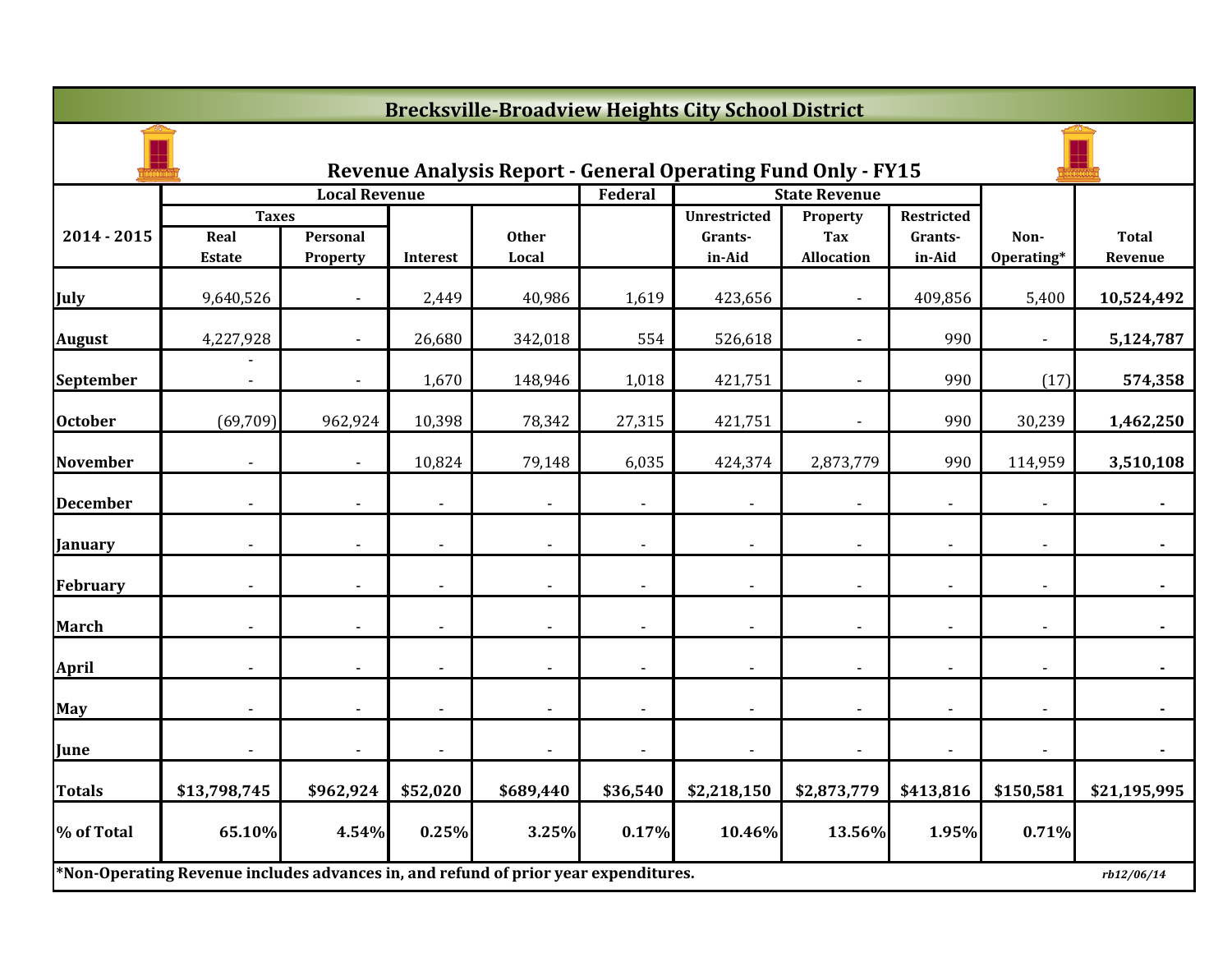# Brecksville-Broadview Heights City School District

## Revenue Analysis Report - General Operating Fund Only - FY15

| 2014 - 2015 | Local Revenue | | | | Federal | State Revenue | | | Non-Operating* | Total Revenue |
|---|---|---|---|---|---|---|---|---|---|---|
| | Taxes | | | | | | | | | |
| | Real Estate | Personal Property | Interest | Other Local | | Unrestricted Grants-in-Aid | Property Tax Allocation | Restricted Grants-in-Aid | | |
| July | 9,640,526 | - | 2,449 | 40,986 | 1,619 | 423,656 | - | 409,856 | 5,400 | **10,524,492** |
| August | 4,227,928 | - | 26,680 | 342,018 | 554 | 526,618 | - | 990 | - | **5,124,787** |
| September | - - | - | 1,670 | 148,946 | 1,018 | 421,751 | - | 990 | (17) | **574,358** |
| October | (69,709) | 962,924 | 10,398 | 78,342 | 27,315 | 421,751 | - | 990 | 30,239 | **1,462,250** |
| November | - | - | 10,824 | 79,148 | 6,035 | 424,374 | 2,873,779 | 990 | 114,959 | **3,510,108** |
| December | - | - | - | - | - | - | - | - | - | **-** |
| January | - | - | - | - | - | - | - | - | - | **-** |
| February | - | - | - | - | - | - | - | - | - | **-** |
| March | - | - | - | - | - | - | - | - | - | **-** |
| April | - | - | - | - | - | - | - | - | - | **-** |
| May | - | - | - | - | - | - | - | - | - | **-** |
| June | - | - | - | - | - | - | - | - | - | **-** |
| **Totals** | **$13,798,745** | **$962,924** | **$52,020** | **$689,440** | **$36,540** | **$2,218,150** | **$2,873,779** | **$413,816** | **$150,581** | **$21,195,995** |
| **% of Total** | **65.10%** | **4.54%** | **0.25%** | **3.25%** | **0.17%** | **10.46%** | **13.56%** | **1.95%** | **0.71%** | |

**\*Non-Operating Revenue includes advances in, and refund of prior year expenditures.**

*rb12/06/14*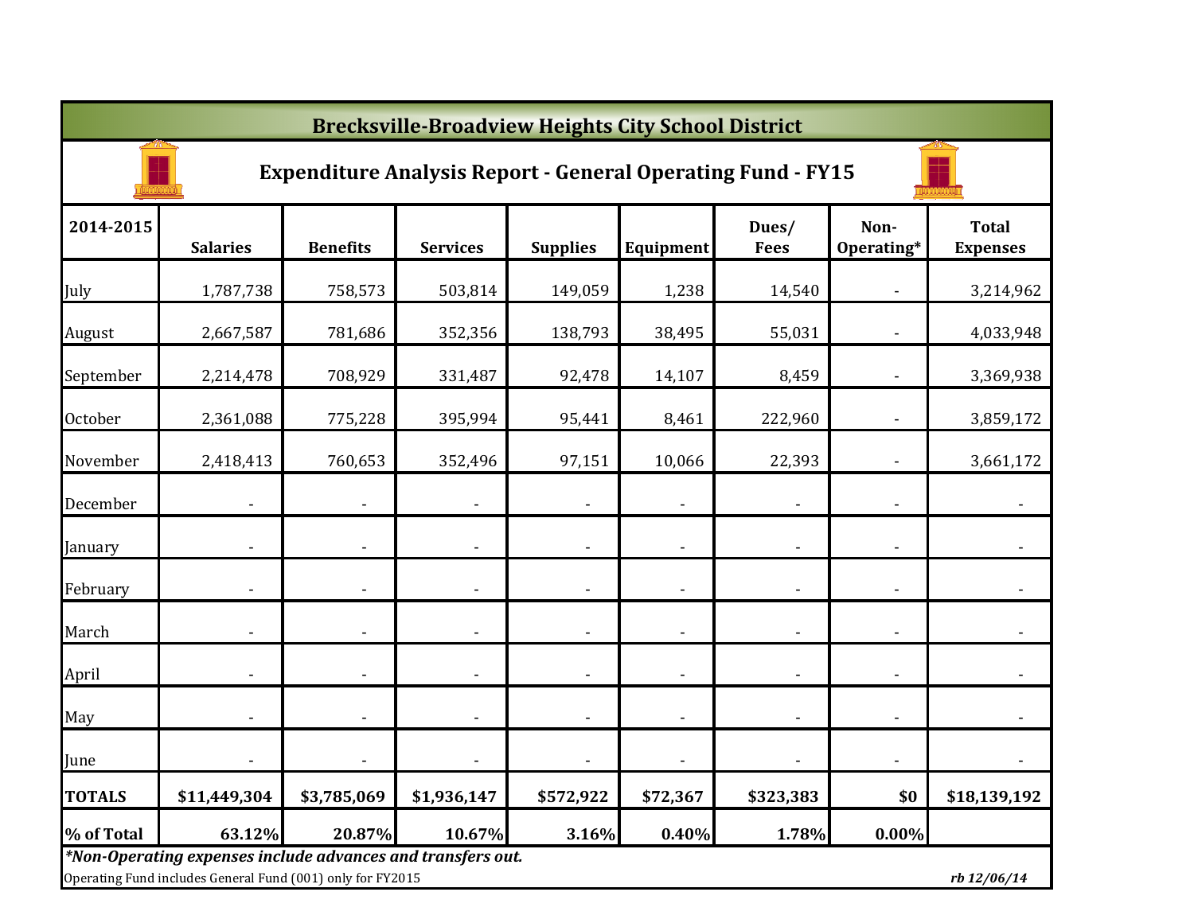# Brecksville-Broadview Heights City School District

## Expenditure Analysis Report - General Operating Fund - FY15

| 2014-2015 | Salaries | Benefits | Services | Supplies | Equipment | Dues/ Fees | Non-Operating* | Total Expenses |
|---|---|---|---|---|---|---|---|---|
| July | 1,787,738 | 758,573 | 503,814 | 149,059 | 1,238 | 14,540 | - | 3,214,962 |
| August | 2,667,587 | 781,686 | 352,356 | 138,793 | 38,495 | 55,031 | - | 4,033,948 |
| September | 2,214,478 | 708,929 | 331,487 | 92,478 | 14,107 | 8,459 | - | 3,369,938 |
| October | 2,361,088 | 775,228 | 395,994 | 95,441 | 8,461 | 222,960 | - | 3,859,172 |
| November | 2,418,413 | 760,653 | 352,496 | 97,151 | 10,066 | 22,393 | - | 3,661,172 |
| December | - | - | - | - | - | - | - | - |
| January | - | - | - | - | - | - | - | - |
| February | - | - | - | - | - | - | - | - |
| March | - | - | - | - | - | - | - | - |
| April | - | - | - | - | - | - | - | - |
| May | - | - | - | - | - | - | - | - |
| June | - | - | - | - | - | - | - | - |
| **TOTALS** | **$11,449,304** | **$3,785,069** | **$1,936,147** | **$572,922** | **$72,367** | **$323,383** | **$0** | **$18,139,192** |
| **% of Total** | **63.12%** | **20.87%** | **10.67%** | **3.16%** | **0.40%** | **1.78%** | **0.00%** | |

***Non-Operating expenses include advances and transfers out.***

Operating Fund includes General Fund (001) only for FY2015

*rb 12/06/14*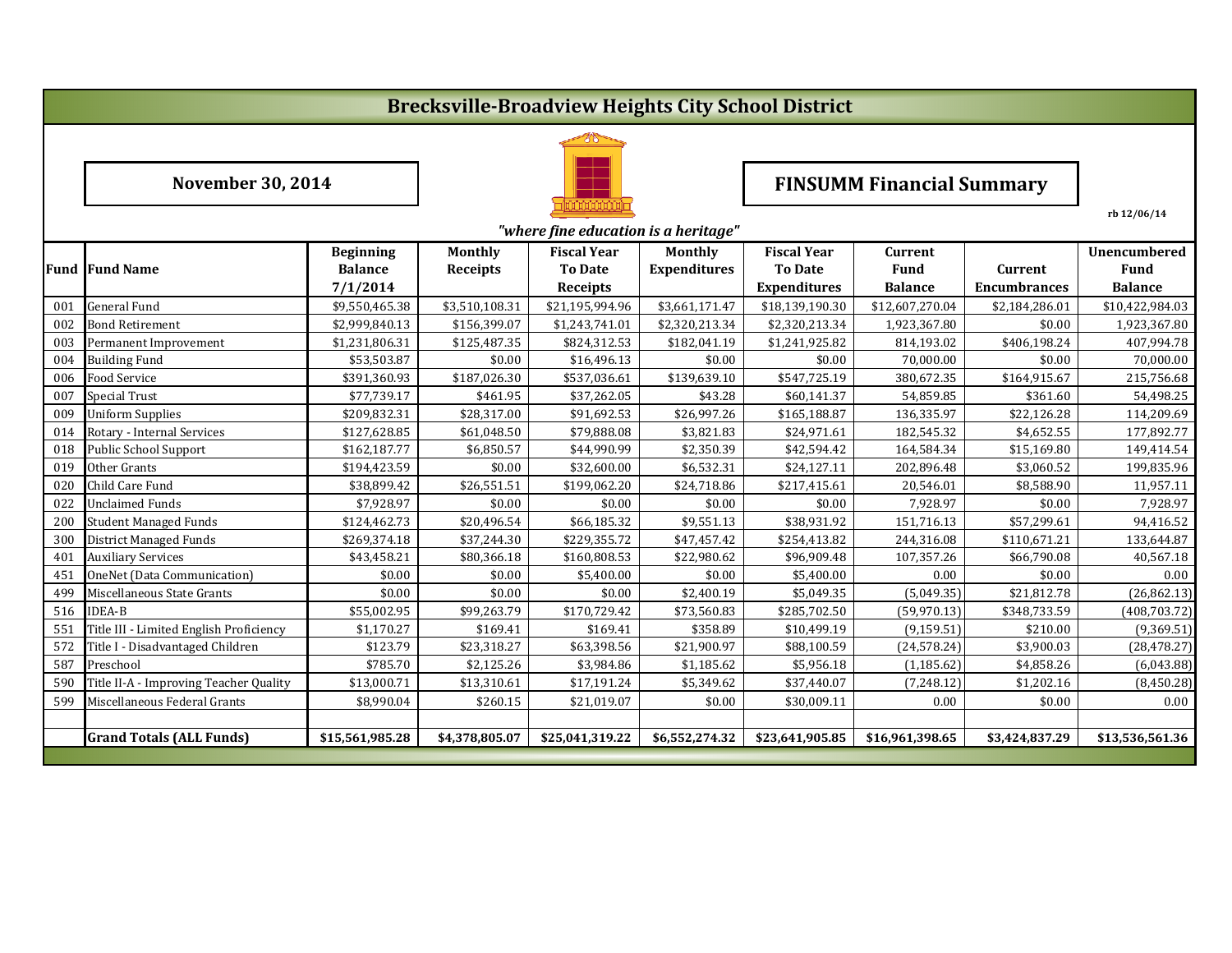# Brecksville-Broadview Heights City School District

**November 30, 2014**

**FINSUMM Financial Summary**

rb 12/06/14

*"where fine education is a heritage"*

| Fund | Fund Name | Beginning Balance 7/1/2014 | Monthly Receipts | Fiscal Year To Date Receipts | Monthly Expenditures | Fiscal Year To Date Expenditures | Current Fund Balance | Current Encumbrances | Unencumbered Fund Balance |
|---|---|---|---|---|---|---|---|---|---|
| 001 | General Fund | $9,550,465.38 | $3,510,108.31 | $21,195,994.96 | $3,661,171.47 | $18,139,190.30 | $12,607,270.04 | $2,184,286.01 | $10,422,984.03 |
| 002 | Bond Retirement | $2,999,840.13 | $156,399.07 | $1,243,741.01 | $2,320,213.34 | $2,320,213.34 | 1,923,367.80 | $0.00 | 1,923,367.80 |
| 003 | Permanent Improvement | $1,231,806.31 | $125,487.35 | $824,312.53 | $182,041.19 | $1,241,925.82 | 814,193.02 | $406,198.24 | 407,994.78 |
| 004 | Building Fund | $53,503.87 | $0.00 | $16,496.13 | $0.00 | $0.00 | 70,000.00 | $0.00 | 70,000.00 |
| 006 | Food Service | $391,360.93 | $187,026.30 | $537,036.61 | $139,639.10 | $547,725.19 | 380,672.35 | $164,915.67 | 215,756.68 |
| 007 | Special Trust | $77,739.17 | $461.95 | $37,262.05 | $43.28 | $60,141.37 | 54,859.85 | $361.60 | 54,498.25 |
| 009 | Uniform Supplies | $209,832.31 | $28,317.00 | $91,692.53 | $26,997.26 | $165,188.87 | 136,335.97 | $22,126.28 | 114,209.69 |
| 014 | Rotary - Internal Services | $127,628.85 | $61,048.50 | $79,888.08 | $3,821.83 | $24,971.61 | 182,545.32 | $4,652.55 | 177,892.77 |
| 018 | Public School Support | $162,187.77 | $6,850.57 | $44,990.99 | $2,350.39 | $42,594.42 | 164,584.34 | $15,169.80 | 149,414.54 |
| 019 | Other Grants | $194,423.59 | $0.00 | $32,600.00 | $6,532.31 | $24,127.11 | 202,896.48 | $3,060.52 | 199,835.96 |
| 020 | Child Care Fund | $38,899.42 | $26,551.51 | $199,062.20 | $24,718.86 | $217,415.61 | 20,546.01 | $8,588.90 | 11,957.11 |
| 022 | Unclaimed Funds | $7,928.97 | $0.00 | $0.00 | $0.00 | $0.00 | 7,928.97 | $0.00 | 7,928.97 |
| 200 | Student Managed Funds | $124,462.73 | $20,496.54 | $66,185.32 | $9,551.13 | $38,931.92 | 151,716.13 | $57,299.61 | 94,416.52 |
| 300 | District Managed Funds | $269,374.18 | $37,244.30 | $229,355.72 | $47,457.42 | $254,413.82 | 244,316.08 | $110,671.21 | 133,644.87 |
| 401 | Auxiliary Services | $43,458.21 | $80,366.18 | $160,808.53 | $22,980.62 | $96,909.48 | 107,357.26 | $66,790.08 | 40,567.18 |
| 451 | OneNet (Data Communication) | $0.00 | $0.00 | $5,400.00 | $0.00 | $5,400.00 | 0.00 | $0.00 | 0.00 |
| 499 | Miscellaneous State Grants | $0.00 | $0.00 | $0.00 | $2,400.19 | $5,049.35 | (5,049.35) | $21,812.78 | (26,862.13) |
| 516 | IDEA-B | $55,002.95 | $99,263.79 | $170,729.42 | $73,560.83 | $285,702.50 | (59,970.13) | $348,733.59 | (408,703.72) |
| 551 | Title III - Limited English Proficiency | $1,170.27 | $169.41 | $169.41 | $358.89 | $10,499.19 | (9,159.51) | $210.00 | (9,369.51) |
| 572 | Title I - Disadvantaged Children | $123.79 | $23,318.27 | $63,398.56 | $21,900.97 | $88,100.59 | (24,578.24) | $3,900.03 | (28,478.27) |
| 587 | Preschool | $785.70 | $2,125.26 | $3,984.86 | $1,185.62 | $5,956.18 | (1,185.62) | $4,858.26 | (6,043.88) |
| 590 | Title II-A - Improving Teacher Quality | $13,000.71 | $13,310.61 | $17,191.24 | $5,349.62 | $37,440.07 | (7,248.12) | $1,202.16 | (8,450.28) |
| 599 | Miscellaneous Federal Grants | $8,990.04 | $260.15 | $21,019.07 | $0.00 | $30,009.11 | 0.00 | $0.00 | 0.00 |
| | | | | | | | | | |
| | **Grand Totals (ALL Funds)** | **$15,561,985.28** | **$4,378,805.07** | **$25,041,319.22** | **$6,552,274.32** | **$23,641,905.85** | **$16,961,398.65** | **$3,424,837.29** | **$13,536,561.36** |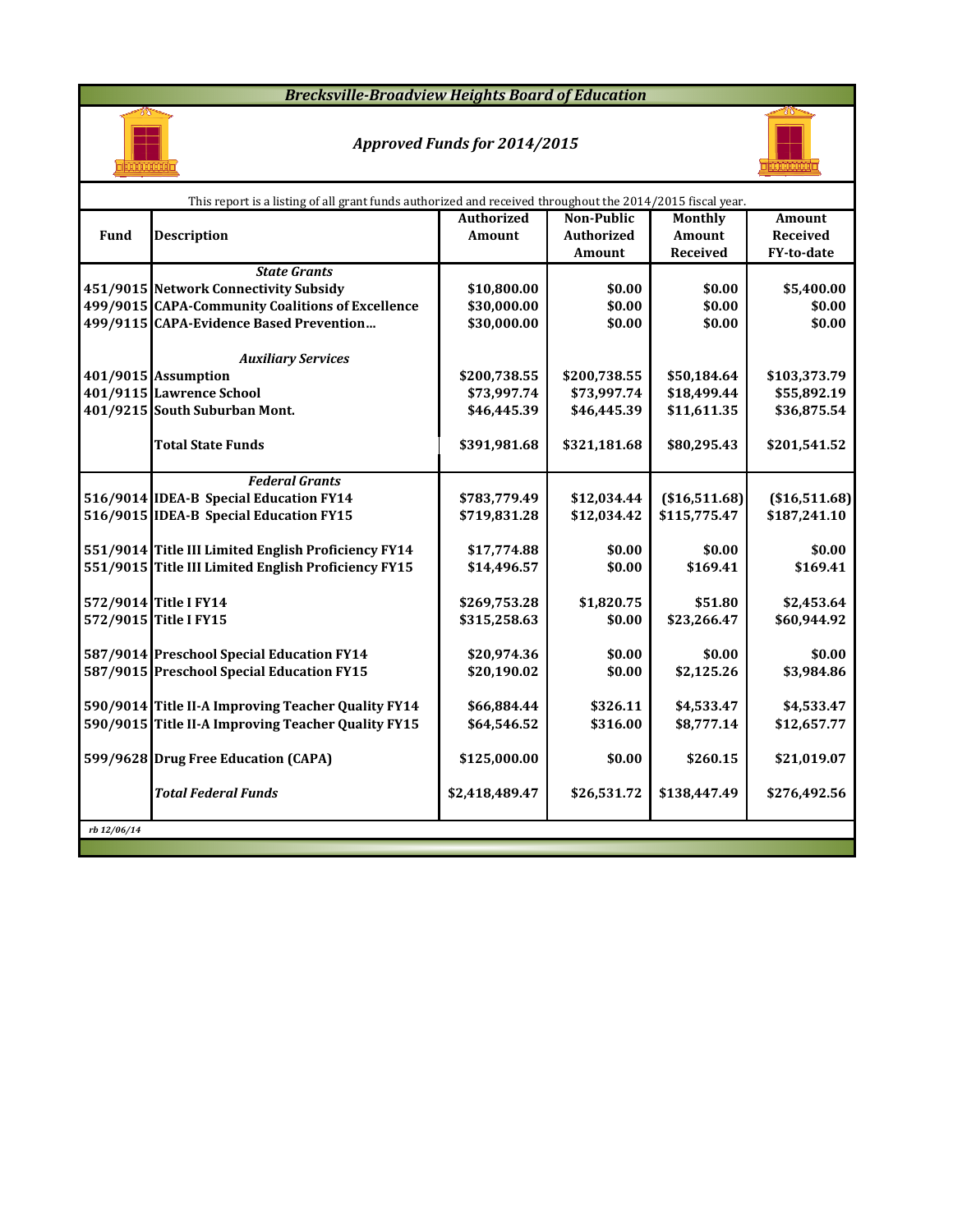# Brecksville-Broadview Heights Board of Education

## Approved Funds for 2014/2015

This report is a listing of all grant funds authorized and received throughout the 2014/2015 fiscal year.

| Fund | Description | Authorized Amount | Non-Public Authorized Amount | Monthly Amount Received | Amount Received FY-to-date |
|---|---|---|---|---|---|
| | ***State Grants*** | | | | |
| 451/9015 | **Network Connectivity Subsidy** | $10,800.00 | $0.00 | $0.00 | $5,400.00 |
| 499/9015 | **CAPA-Community Coalitions of Excellence** | $30,000.00 | $0.00 | $0.00 | $0.00 |
| 499/9115 | **CAPA-Evidence Based Prevention...** | $30,000.00 | $0.00 | $0.00 | $0.00 |
| | ***Auxiliary Services*** | | | | |
| 401/9015 | **Assumption** | $200,738.55 | $200,738.55 | $50,184.64 | $103,373.79 |
| 401/9115 | **Lawrence School** | $73,997.74 | $73,997.74 | $18,499.44 | $55,892.19 |
| 401/9215 | **South Suburban Mont.** | $46,445.39 | $46,445.39 | $11,611.35 | $36,875.54 |
| | **Total State Funds** | $391,981.68 | $321,181.68 | $80,295.43 | $201,541.52 |
| | ***Federal Grants*** | | | | |
| 516/9014 | **IDEA-B Special Education FY14** | $783,779.49 | $12,034.44 | ($16,511.68) | ($16,511.68) |
| 516/9015 | **IDEA-B Special Education FY15** | $719,831.28 | $12,034.42 | $115,775.47 | $187,241.10 |
| 551/9014 | **Title III Limited English Proficiency FY14** | $17,774.88 | $0.00 | $0.00 | $0.00 |
| 551/9015 | **Title III Limited English Proficiency FY15** | $14,496.57 | $0.00 | $169.41 | $169.41 |
| 572/9014 | **Title I FY14** | $269,753.28 | $1,820.75 | $51.80 | $2,453.64 |
| 572/9015 | **Title I FY15** | $315,258.63 | $0.00 | $23,266.47 | $60,944.92 |
| 587/9014 | **Preschool Special Education FY14** | $20,974.36 | $0.00 | $0.00 | $0.00 |
| 587/9015 | **Preschool Special Education FY15** | $20,190.02 | $0.00 | $2,125.26 | $3,984.86 |
| 590/9014 | **Title II-A Improving Teacher Quality FY14** | $66,884.44 | $326.11 | $4,533.47 | $4,533.47 |
| 590/9015 | **Title II-A Improving Teacher Quality FY15** | $64,546.52 | $316.00 | $8,777.14 | $12,657.77 |
| 599/9628 | **Drug Free Education (CAPA)** | $125,000.00 | $0.00 | $260.15 | $21,019.07 |
| | ***Total Federal Funds*** | $2,418,489.47 | $26,531.72 | $138,447.49 | $276,492.56 |

*rb 12/06/14*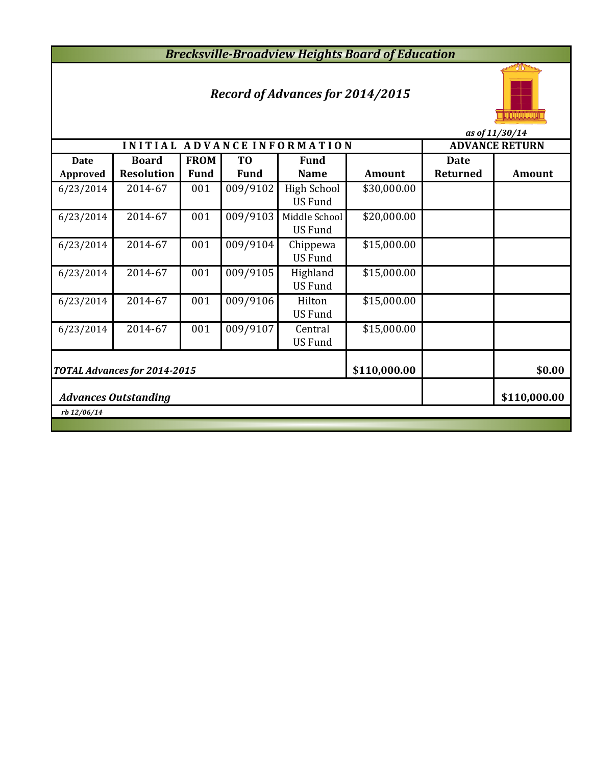# Brecksville-Broadview Heights Board of Education

## Record of Advances for 2014/2015

*as of 11/30/14*

| INITIAL ADVANCE INFORMATION | | | | | | ADVANCE RETURN | |
|---|---|---|---|---|---|---|---|
| **Date Approved** | **Board Resolution** | **FROM Fund** | **TO Fund** | **Fund Name** | **Amount** | **Date Returned** | **Amount** |
| 6/23/2014 | 2014-67 | 001 | 009/9102 | High School US Fund | $30,000.00 | | |
| 6/23/2014 | 2014-67 | 001 | 009/9103 | Middle School US Fund | $20,000.00 | | |
| 6/23/2014 | 2014-67 | 001 | 009/9104 | Chippewa US Fund | $15,000.00 | | |
| 6/23/2014 | 2014-67 | 001 | 009/9105 | Highland US Fund | $15,000.00 | | |
| 6/23/2014 | 2014-67 | 001 | 009/9106 | Hilton US Fund | $15,000.00 | | |
| 6/23/2014 | 2014-67 | 001 | 009/9107 | Central US Fund | $15,000.00 | | |
| ***TOTAL Advances for 2014-2015*** | | | | | **$110,000.00** | | **$0.00** |
| ***Advances Outstanding*** | | | | | | | **$110,000.00** |

*rb 12/06/14*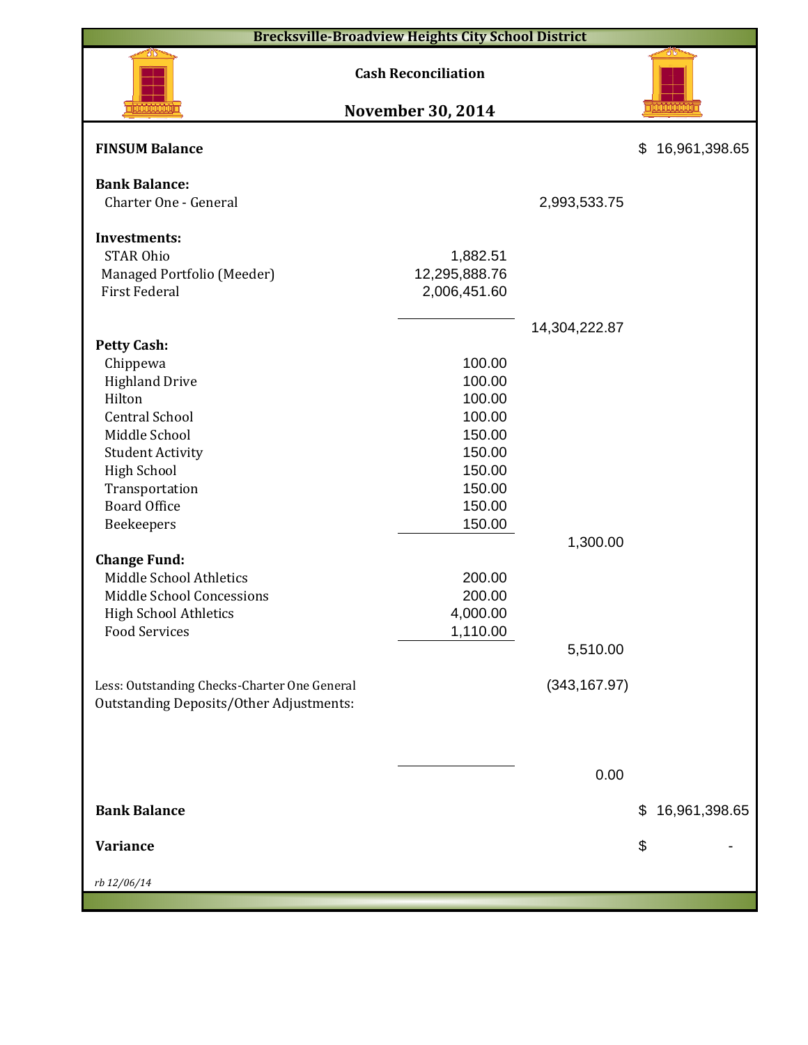# Brecksville-Broadview Heights City School District

## Cash Reconciliation

## November 30, 2014

| | | | |
|---|---|---|---|
| **FINSUM Balance** | | | $ 16,961,398.65 |
| | | | |
| **Bank Balance:** | | | |
| Charter One - General | | 2,993,533.75 | |
| | | | |
| **Investments:** | | | |
| STAR Ohio | 1,882.51 | | |
| Managed Portfolio (Meeder) | 12,295,888.76 | | |
| First Federal | 2,006,451.60 | | |
| | | 14,304,222.87 | |
| **Petty Cash:** | | | |
| Chippewa | 100.00 | | |
| Highland Drive | 100.00 | | |
| Hilton | 100.00 | | |
| Central School | 100.00 | | |
| Middle School | 150.00 | | |
| Student Activity | 150.00 | | |
| High School | 150.00 | | |
| Transportation | 150.00 | | |
| Board Office | 150.00 | | |
| Beekeepers | 150.00 | | |
| | | 1,300.00 | |
| **Change Fund:** | | | |
| Middle School Athletics | 200.00 | | |
| Middle School Concessions | 200.00 | | |
| High School Athletics | 4,000.00 | | |
| Food Services | 1,110.00 | | |
| | | 5,510.00 | |
| | | | |
| Less: Outstanding Checks-Charter One General | | (343,167.97) | |
| Outstanding Deposits/Other Adjustments: | | | |
| | | 0.00 | |
| | | | |
| **Bank Balance** | | | $ 16,961,398.65 |
| | | | |
| **Variance** | | | $ - |

*rb 12/06/14*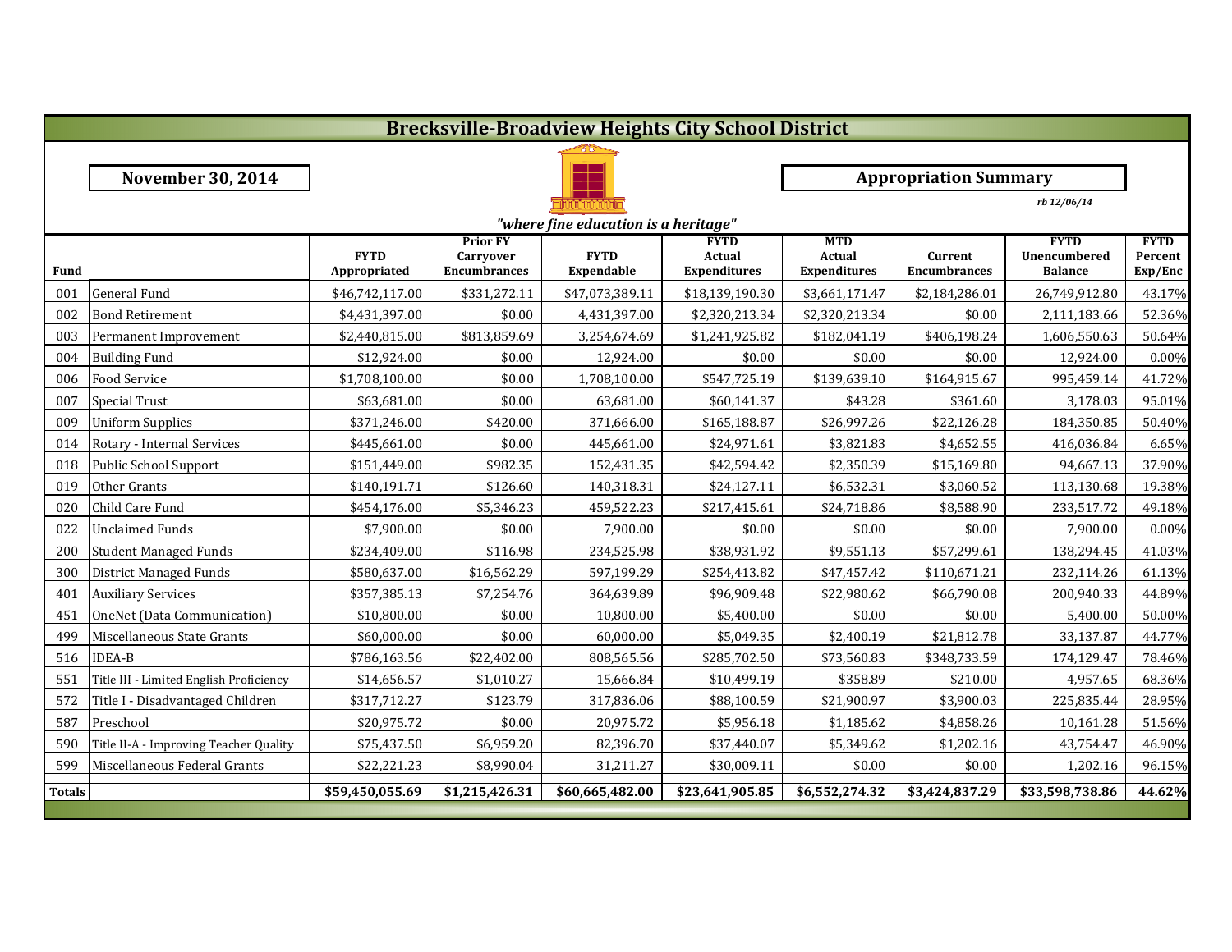# Brecksville-Broadview Heights City School District

**November 30, 2014**

**Appropriation Summary**

*rb 12/06/14*

*"where fine education is a heritage"*

| Fund | | FYTD Appropriated | Prior FY Carryover Encumbrances | FYTD Expendable | FYTD Actual Expenditures | MTD Actual Expenditures | Current Encumbrances | FYTD Unencumbered Balance | FYTD Percent Exp/Enc |
|---|---|---|---|---|---|---|---|---|---|
| 001 | General Fund | $46,742,117.00 | $331,272.11 | $47,073,389.11 | $18,139,190.30 | $3,661,171.47 | $2,184,286.01 | 26,749,912.80 | 43.17% |
| 002 | Bond Retirement | $4,431,397.00 | $0.00 | 4,431,397.00 | $2,320,213.34 | $2,320,213.34 | $0.00 | 2,111,183.66 | 52.36% |
| 003 | Permanent Improvement | $2,440,815.00 | $813,859.69 | 3,254,674.69 | $1,241,925.82 | $182,041.19 | $406,198.24 | 1,606,550.63 | 50.64% |
| 004 | Building Fund | $12,924.00 | $0.00 | 12,924.00 | $0.00 | $0.00 | $0.00 | 12,924.00 | 0.00% |
| 006 | Food Service | $1,708,100.00 | $0.00 | 1,708,100.00 | $547,725.19 | $139,639.10 | $164,915.67 | 995,459.14 | 41.72% |
| 007 | Special Trust | $63,681.00 | $0.00 | 63,681.00 | $60,141.37 | $43.28 | $361.60 | 3,178.03 | 95.01% |
| 009 | Uniform Supplies | $371,246.00 | $420.00 | 371,666.00 | $165,188.87 | $26,997.26 | $22,126.28 | 184,350.85 | 50.40% |
| 014 | Rotary - Internal Services | $445,661.00 | $0.00 | 445,661.00 | $24,971.61 | $3,821.83 | $4,652.55 | 416,036.84 | 6.65% |
| 018 | Public School Support | $151,449.00 | $982.35 | 152,431.35 | $42,594.42 | $2,350.39 | $15,169.80 | 94,667.13 | 37.90% |
| 019 | Other Grants | $140,191.71 | $126.60 | 140,318.31 | $24,127.11 | $6,532.31 | $3,060.52 | 113,130.68 | 19.38% |
| 020 | Child Care Fund | $454,176.00 | $5,346.23 | 459,522.23 | $217,415.61 | $24,718.86 | $8,588.90 | 233,517.72 | 49.18% |
| 022 | Unclaimed Funds | $7,900.00 | $0.00 | 7,900.00 | $0.00 | $0.00 | $0.00 | 7,900.00 | 0.00% |
| 200 | Student Managed Funds | $234,409.00 | $116.98 | 234,525.98 | $38,931.92 | $9,551.13 | $57,299.61 | 138,294.45 | 41.03% |
| 300 | District Managed Funds | $580,637.00 | $16,562.29 | 597,199.29 | $254,413.82 | $47,457.42 | $110,671.21 | 232,114.26 | 61.13% |
| 401 | Auxiliary Services | $357,385.13 | $7,254.76 | 364,639.89 | $96,909.48 | $22,980.62 | $66,790.08 | 200,940.33 | 44.89% |
| 451 | OneNet (Data Communication) | $10,800.00 | $0.00 | 10,800.00 | $5,400.00 | $0.00 | $0.00 | 5,400.00 | 50.00% |
| 499 | Miscellaneous State Grants | $60,000.00 | $0.00 | 60,000.00 | $5,049.35 | $2,400.19 | $21,812.78 | 33,137.87 | 44.77% |
| 516 | IDEA-B | $786,163.56 | $22,402.00 | 808,565.56 | $285,702.50 | $73,560.83 | $348,733.59 | 174,129.47 | 78.46% |
| 551 | Title III - Limited English Proficiency | $14,656.57 | $1,010.27 | 15,666.84 | $10,499.19 | $358.89 | $210.00 | 4,957.65 | 68.36% |
| 572 | Title I - Disadvantaged Children | $317,712.27 | $123.79 | 317,836.06 | $88,100.59 | $21,900.97 | $3,900.03 | 225,835.44 | 28.95% |
| 587 | Preschool | $20,975.72 | $0.00 | 20,975.72 | $5,956.18 | $1,185.62 | $4,858.26 | 10,161.28 | 51.56% |
| 590 | Title II-A - Improving Teacher Quality | $75,437.50 | $6,959.20 | 82,396.70 | $37,440.07 | $5,349.62 | $1,202.16 | 43,754.47 | 46.90% |
| 599 | Miscellaneous Federal Grants | $22,221.23 | $8,990.04 | 31,211.27 | $30,009.11 | $0.00 | $0.00 | 1,202.16 | 96.15% |
| **Totals** | | **$59,450,055.69** | **$1,215,426.31** | **$60,665,482.00** | **$23,641,905.85** | **$6,552,274.32** | **$3,424,837.29** | **$33,598,738.86** | **44.62%** |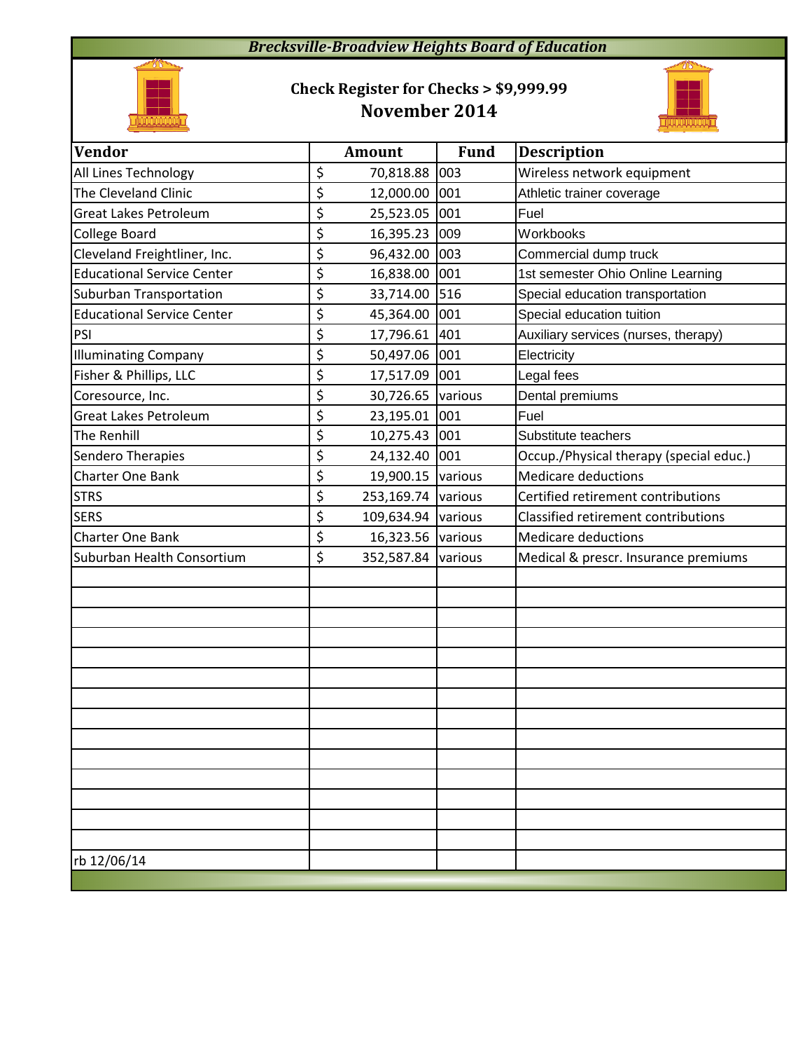*Brecksville-Broadview Heights Board of Education*

**Check Register for Checks > $9,999.99**

**November 2014**

| Vendor | Amount | Fund | Description |
|---|---|---|---|
| All Lines Technology | $ 70,818.88 | 003 | Wireless network equipment |
| The Cleveland Clinic | $ 12,000.00 | 001 | Athletic trainer coverage |
| Great Lakes Petroleum | $ 25,523.05 | 001 | Fuel |
| College Board | $ 16,395.23 | 009 | Workbooks |
| Cleveland Freightliner, Inc. | $ 96,432.00 | 003 | Commercial dump truck |
| Educational Service Center | $ 16,838.00 | 001 | 1st semester Ohio Online Learning |
| Suburban Transportation | $ 33,714.00 | 516 | Special education transportation |
| Educational Service Center | $ 45,364.00 | 001 | Special education tuition |
| PSI | $ 17,796.61 | 401 | Auxiliary services (nurses, therapy) |
| Illuminating Company | $ 50,497.06 | 001 | Electricity |
| Fisher & Phillips, LLC | $ 17,517.09 | 001 | Legal fees |
| Coresource, Inc. | $ 30,726.65 | various | Dental premiums |
| Great Lakes Petroleum | $ 23,195.01 | 001 | Fuel |
| The Renhill | $ 10,275.43 | 001 | Substitute teachers |
| Sendero Therapies | $ 24,132.40 | 001 | Occup./Physical therapy (special educ.) |
| Charter One Bank | $ 19,900.15 | various | Medicare deductions |
| STRS | $ 253,169.74 | various | Certified retirement contributions |
| SERS | $ 109,634.94 | various | Classified retirement contributions |
| Charter One Bank | $ 16,323.56 | various | Medicare deductions |
| Suburban Health Consortium | $ 352,587.84 | various | Medical & prescr. Insurance premiums |
| rb 12/06/14 | | | |